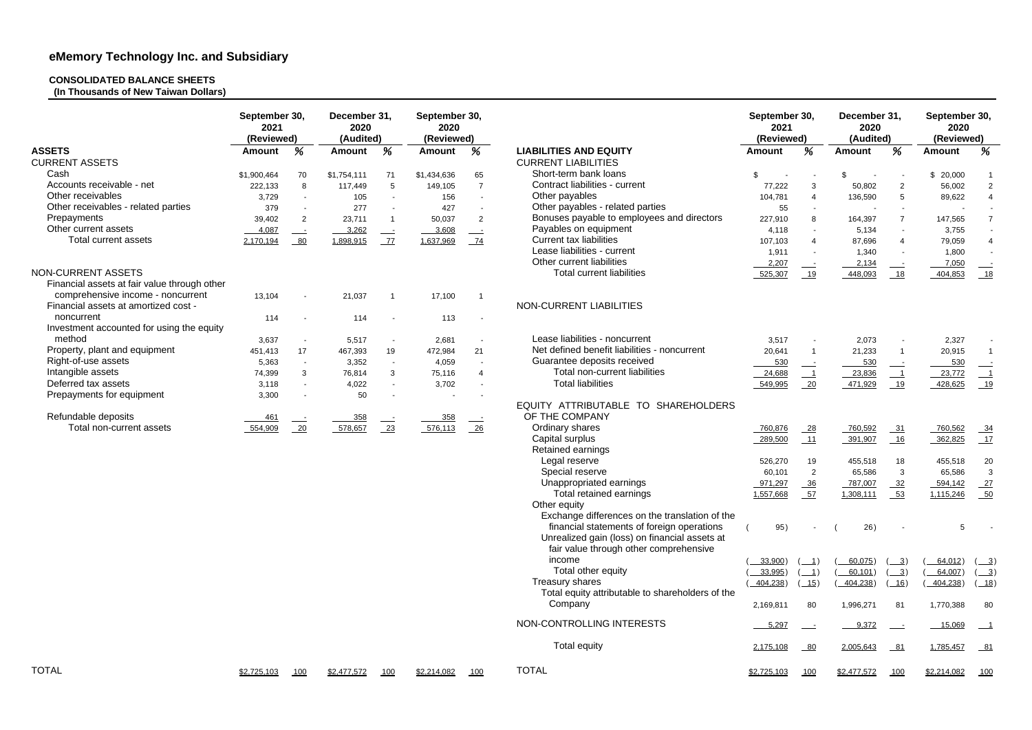# eMemory Technology Inc. and Subsidiary

**CONSOLIDATED BALANCE SHEETS**
**(In Thousands of New Taiwan Dollars)**

| | September 30, 2021 (Reviewed) | | December 31, 2020 (Audited) | | September 30, 2020 (Reviewed) | |
|---|---|---|---|---|---|---|
| **ASSETS** | **Amount** | **%** | **Amount** | **%** | **Amount** | **%** |
| CURRENT ASSETS | | | | | | |
| Cash | $1,900,464 | 70 | $1,754,111 | 71 | $1,434,636 | 65 |
| Accounts receivable - net | 222,133 | 8 | 117,449 | 5 | 149,105 | 7 |
| Other receivables | 3,729 | - | 105 | - | 156 | - |
| Other receivables - related parties | 379 | - | 277 | - | 427 | - |
| Prepayments | 39,402 | 2 | 23,711 | 1 | 50,037 | 2 |
| Other current assets | 4,087 | - | 3,262 | - | 3,608 | - |
| Total current assets | 2,170,194 | 80 | 1,898,915 | 77 | 1,637,969 | 74 |
| NON-CURRENT ASSETS | | | | | | |
| Financial assets at fair value through other comprehensive income - noncurrent | 13,104 | - | 21,037 | 1 | 17,100 | 1 |
| Financial assets at amortized cost - noncurrent | 114 | - | 114 | - | 113 | - |
| Investment accounted for using the equity method | 3,637 | - | 5,517 | - | 2,681 | - |
| Property, plant and equipment | 451,413 | 17 | 467,393 | 19 | 472,984 | 21 |
| Right-of-use assets | 5,363 | - | 3,352 | - | 4,059 | - |
| Intangible assets | 74,399 | 3 | 76,814 | 3 | 75,116 | 4 |
| Deferred tax assets | 3,118 | - | 4,022 | - | 3,702 | - |
| Prepayments for equipment | 3,300 | - | 50 | - | - | - |
| Refundable deposits | 461 | - | 358 | - | 358 | - |
| Total non-current assets | 554,909 | 20 | 578,657 | 23 | 576,113 | 26 |
| TOTAL | $2,725,103 | 100 | $2,477,572 | 100 | $2,214,082 | 100 |

| | September 30, 2021 (Reviewed) | | December 31, 2020 (Audited) | | September 30, 2020 (Reviewed) | |
|---|---|---|---|---|---|---|
| **LIABILITIES AND EQUITY** | **Amount** | **%** | **Amount** | **%** | **Amount** | **%** |
| CURRENT LIABILITIES | | | | | | |
| Short-term bank loans | $ - | - | $ - | - | $ 20,000 | 1 |
| Contract liabilities - current | 77,222 | 3 | 50,802 | 2 | 56,002 | 2 |
| Other payables | 104,781 | 4 | 136,590 | 5 | 89,622 | 4 |
| Other payables - related parties | 55 | - | - | - | - | - |
| Bonuses payable to employees and directors | 227,910 | 8 | 164,397 | 7 | 147,565 | 7 |
| Payables on equipment | 4,118 | - | 5,134 | - | 3,755 | - |
| Current tax liabilities | 107,103 | 4 | 87,696 | 4 | 79,059 | 4 |
| Lease liabilities - current | 1,911 | - | 1,340 | - | 1,800 | - |
| Other current liabilities | 2,207 | - | 2,134 | - | 7,050 | - |
| Total current liabilities | 525,307 | 19 | 448,093 | 18 | 404,853 | 18 |
| NON-CURRENT LIABILITIES | | | | | | |
| Lease liabilities - noncurrent | 3,517 | - | 2,073 | - | 2,327 | - |
| Net defined benefit liabilities - noncurrent | 20,641 | 1 | 21,233 | 1 | 20,915 | 1 |
| Guarantee deposits received | 530 | - | 530 | - | 530 | - |
| Total non-current liabilities | 24,688 | 1 | 23,836 | 1 | 23,772 | 1 |
| Total liabilities | 549,995 | 20 | 471,929 | 19 | 428,625 | 19 |
| EQUITY ATTRIBUTABLE TO SHAREHOLDERS OF THE COMPANY | | | | | | |
| Ordinary shares | 760,876 | 28 | 760,592 | 31 | 760,562 | 34 |
| Capital surplus | 289,500 | 11 | 391,907 | 16 | 362,825 | 17 |
| Retained earnings | | | | | | |
| Legal reserve | 526,270 | 19 | 455,518 | 18 | 455,518 | 20 |
| Special reserve | 60,101 | 2 | 65,586 | 3 | 65,586 | 3 |
| Unappropriated earnings | 971,297 | 36 | 787,007 | 32 | 594,142 | 27 |
| Total retained earnings | 1,557,668 | 57 | 1,308,111 | 53 | 1,115,246 | 50 |
| Other equity | | | | | | |
| Exchange differences on the translation of the financial statements of foreign operations | ( 95) | - | ( 26) | - | 5 | - |
| Unrealized gain (loss) on financial assets at fair value through other comprehensive income | ( 33,900) | ( 1) | ( 60,075) | ( 3) | ( 64,012) | ( 3) |
| Total other equity | ( 33,995) | ( 1) | ( 60,101) | ( 3) | ( 64,007) | ( 3) |
| Treasury shares | ( 404,238) | ( 15) | ( 404,238) | ( 16) | ( 404,238) | ( 18) |
| Total equity attributable to shareholders of the Company | 2,169,811 | 80 | 1,996,271 | 81 | 1,770,388 | 80 |
| NON-CONTROLLING INTERESTS | 5,297 | - | 9,372 | - | 15,069 | 1 |
| Total equity | 2,175,108 | 80 | 2,005,643 | 81 | 1,785,457 | 81 |
| TOTAL | $2,725,103 | 100 | $2,477,572 | 100 | $2,214,082 | 100 |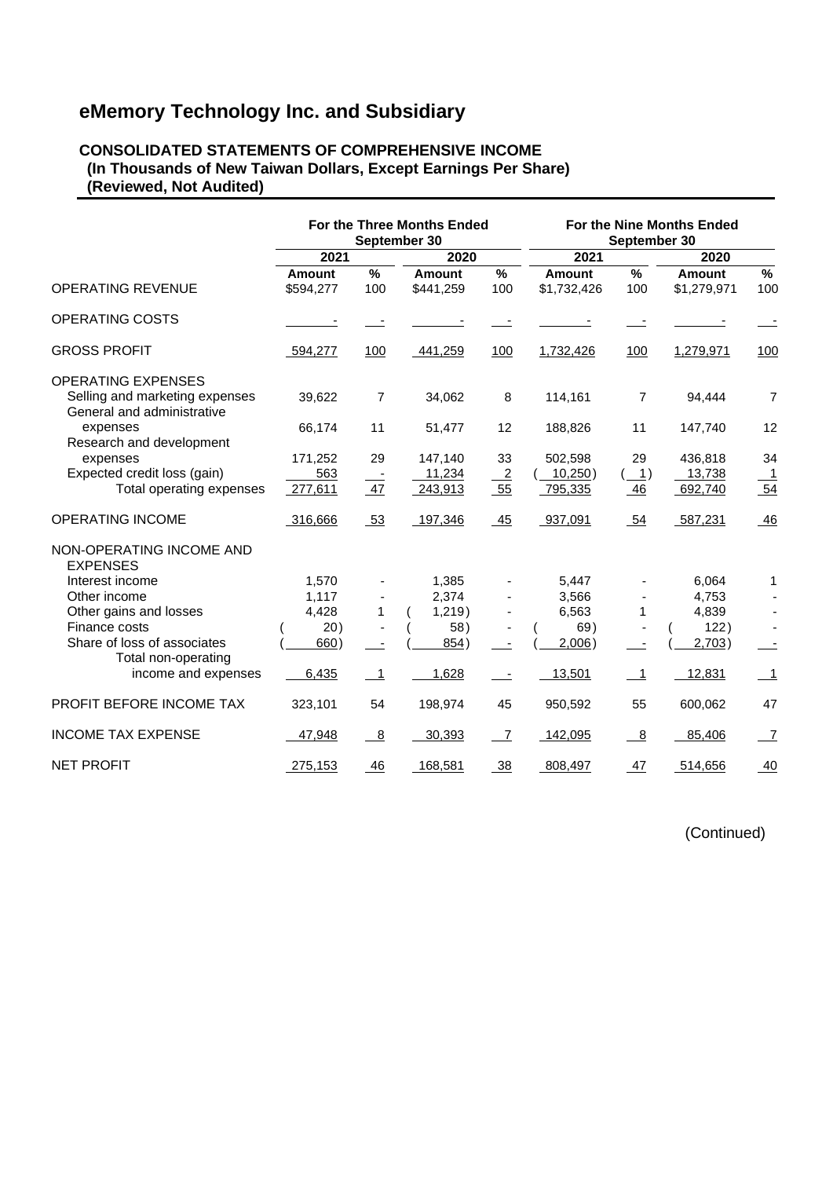# eMemory Technology Inc. and Subsidiary

## CONSOLIDATED STATEMENTS OF COMPREHENSIVE INCOME
**(In Thousands of New Taiwan Dollars, Except Earnings Per Share)**
**(Reviewed, Not Audited)**

| | For the Three Months Ended September 30 | | | | For the Nine Months Ended September 30 | | | |
|---|---|---|---|---|---|---|---|---|
| | 2021 | | 2020 | | 2021 | | 2020 | |
| | Amount | % | Amount | % | Amount | % | Amount | % |
| OPERATING REVENUE | $594,277 | 100 | $441,259 | 100 | $1,732,426 | 100 | $1,279,971 | 100 |
| OPERATING COSTS | - | - | - | - | - | - | - | - |
| GROSS PROFIT | 594,277 | 100 | 441,259 | 100 | 1,732,426 | 100 | 1,279,971 | 100 |
| OPERATING EXPENSES | | | | | | | | |
| Selling and marketing expenses | 39,622 | 7 | 34,062 | 8 | 114,161 | 7 | 94,444 | 7 |
| General and administrative expenses | 66,174 | 11 | 51,477 | 12 | 188,826 | 11 | 147,740 | 12 |
| Research and development expenses | 171,252 | 29 | 147,140 | 33 | 502,598 | 29 | 436,818 | 34 |
| Expected credit loss (gain) | 563 | - | 11,234 | 2 | ( 10,250) | ( 1) | 13,738 | 1 |
| Total operating expenses | 277,611 | 47 | 243,913 | 55 | 795,335 | 46 | 692,740 | 54 |
| OPERATING INCOME | 316,666 | 53 | 197,346 | 45 | 937,091 | 54 | 587,231 | 46 |
| NON-OPERATING INCOME AND EXPENSES | | | | | | | | |
| Interest income | 1,570 | - | 1,385 | - | 5,447 | - | 6,064 | 1 |
| Other income | 1,117 | - | 2,374 | - | 3,566 | - | 4,753 | - |
| Other gains and losses | 4,428 | 1 | ( 1,219) | - | 6,563 | 1 | 4,839 | - |
| Finance costs | ( 20) | - | ( 58) | - | ( 69) | - | ( 122) | - |
| Share of loss of associates | ( 660) | - | ( 854) | - | ( 2,006) | - | ( 2,703) | - |
| Total non-operating income and expenses | 6,435 | 1 | 1,628 | - | 13,501 | 1 | 12,831 | 1 |
| PROFIT BEFORE INCOME TAX | 323,101 | 54 | 198,974 | 45 | 950,592 | 55 | 600,062 | 47 |
| INCOME TAX EXPENSE | 47,948 | 8 | 30,393 | 7 | 142,095 | 8 | 85,406 | 7 |
| NET PROFIT | 275,153 | 46 | 168,581 | 38 | 808,497 | 47 | 514,656 | 40 |

(Continued)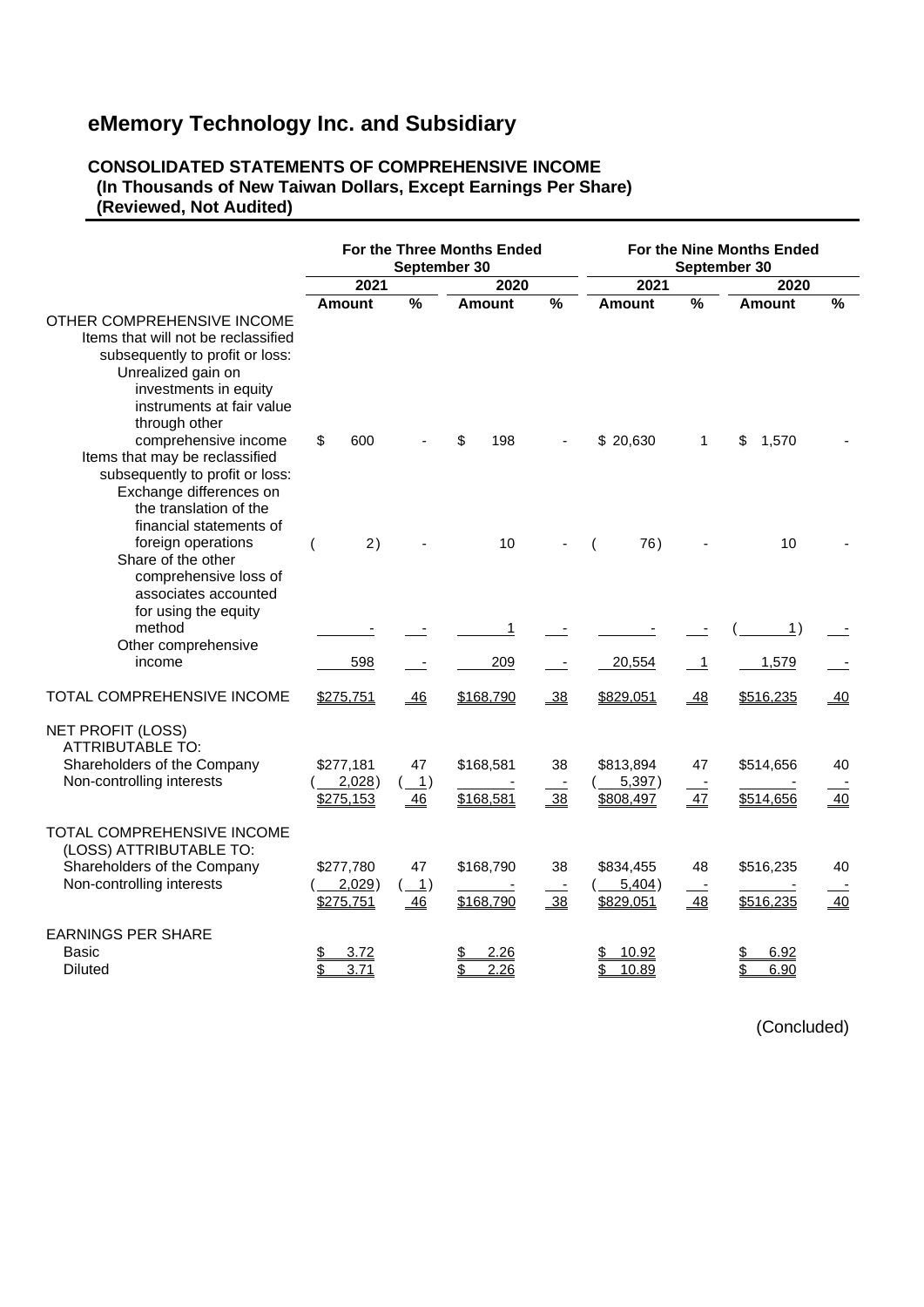# eMemory Technology Inc. and Subsidiary

## CONSOLIDATED STATEMENTS OF COMPREHENSIVE INCOME
**(In Thousands of New Taiwan Dollars, Except Earnings Per Share)**
**(Reviewed, Not Audited)**

| | For the Three Months Ended September 30 | | | | For the Nine Months Ended September 30 | | | |
|---|---|---|---|---|---|---|---|---|
| | 2021 | | 2020 | | 2021 | | 2020 | |
| | Amount | % | Amount | % | Amount | % | Amount | % |
| OTHER COMPREHENSIVE INCOME | | | | | | | | |
| Items that will not be reclassified subsequently to profit or loss: | | | | | | | | |
| Unrealized gain on investments in equity instruments at fair value through other comprehensive income | $ 600 | - | $ 198 | - | $ 20,630 | 1 | $ 1,570 | - |
| Items that may be reclassified subsequently to profit or loss: | | | | | | | | |
| Exchange differences on the translation of the financial statements of foreign operations | ( 2) | - | 10 | - | ( 76) | - | 10 | - |
| Share of the other comprehensive loss of associates accounted for using the equity method | - | - | 1 | - | - | - | ( 1) | - |
| Other comprehensive income | 598 | - | 209 | - | 20,554 | 1 | 1,579 | - |
| TOTAL COMPREHENSIVE INCOME | $275,751 | 46 | $168,790 | 38 | $829,051 | 48 | $516,235 | 40 |
| NET PROFIT (LOSS) ATTRIBUTABLE TO: | | | | | | | | |
| Shareholders of the Company | $277,181 | 47 | $168,581 | 38 | $813,894 | 47 | $514,656 | 40 |
| Non-controlling interests | ( 2,028) | ( 1) | - | - | ( 5,397) | - | - | - |
| | $275,153 | 46 | $168,581 | 38 | $808,497 | 47 | $514,656 | 40 |
| TOTAL COMPREHENSIVE INCOME (LOSS) ATTRIBUTABLE TO: | | | | | | | | |
| Shareholders of the Company | $277,780 | 47 | $168,790 | 38 | $834,455 | 48 | $516,235 | 40 |
| Non-controlling interests | ( 2,029) | ( 1) | - | - | ( 5,404) | - | - | - |
| | $275,751 | 46 | $168,790 | 38 | $829,051 | 48 | $516,235 | 40 |
| EARNINGS PER SHARE | | | | | | | | |
| Basic | $ 3.72 | | $ 2.26 | | $ 10.92 | | $ 6.92 | |
| Diluted | $ 3.71 | | $ 2.26 | | $ 10.89 | | $ 6.90 | |

(Concluded)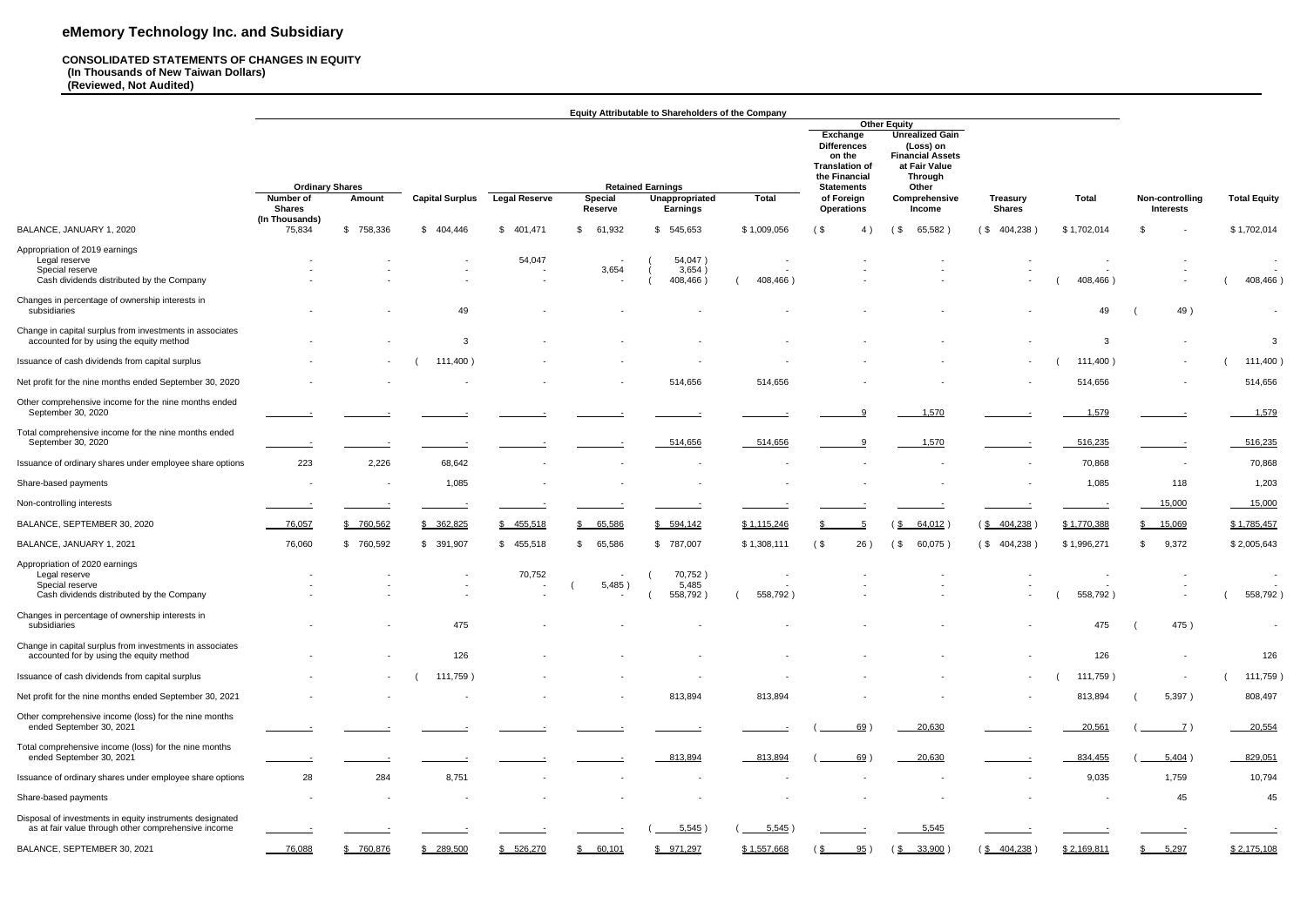# eMemory Technology Inc. and Subsidiary

**CONSOLIDATED STATEMENTS OF CHANGES IN EQUITY**
**(In Thousands of New Taiwan Dollars)**
**(Reviewed, Not Audited)**

| | Equity Attributable to Shareholders of the Company | | | | | | | | | | | | | |
|---|---|---|---|---|---|---|---|---|---|---|---|---|---|---|
| | | | | | | | | | Other Equity | | | | | |
| | Ordinary Shares | | | Retained Earnings | | | | | Exchange Differences on the Translation of the Financial Statements of Foreign Operations | Unrealized Gain (Loss) on Financial Assets at Fair Value Through Other Comprehensive Income | | | | |
| | Number of Shares (In Thousands) | Amount | Capital Surplus | Legal Reserve | Special Reserve | Unappropriated Earnings | Total | | | Treasury Shares | Total | Non-controlling Interests | Total Equity |
| BALANCE, JANUARY 1, 2020 | 75,834 | $ 758,336 | $ 404,446 | $ 401,471 | $ 61,932 | $ 545,653 | $ 1,009,056 | ($ 4) | ($ 65,582) | ($ 404,238) | $ 1,702,014 | $ - | $ 1,702,014 |
| Appropriation of 2019 earnings | | | | | | | | | | | | | |
| Legal reserve | - | - | - | 54,047 | - | (54,047) | - | - | - | - | - | - | - |
| Special reserve | - | - | - | - | 3,654 | (3,654) | - | - | - | - | - | - | - |
| Cash dividends distributed by the Company | - | - | - | - | - | (408,466) | (408,466) | - | - | - | (408,466) | - | (408,466) |
| Changes in percentage of ownership interests in subsidiaries | - | - | 49 | - | - | - | - | - | - | - | 49 | (49) | - |
| Change in capital surplus from investments in associates accounted for by using the equity method | - | - | 3 | - | - | - | - | - | - | - | 3 | - | 3 |
| Issuance of cash dividends from capital surplus | - | - | (111,400) | - | - | - | - | - | - | - | (111,400) | - | (111,400) |
| Net profit for the nine months ended September 30, 2020 | - | - | - | - | - | 514,656 | 514,656 | - | - | - | 514,656 | - | 514,656 |
| Other comprehensive income for the nine months ended September 30, 2020 | - | - | - | - | - | - | - | 9 | 1,570 | - | 1,579 | - | 1,579 |
| Total comprehensive income for the nine months ended September 30, 2020 | - | - | - | - | - | 514,656 | 514,656 | 9 | 1,570 | - | 516,235 | - | 516,235 |
| Issuance of ordinary shares under employee share options | 223 | 2,226 | 68,642 | - | - | - | - | - | - | - | 70,868 | - | 70,868 |
| Share-based payments | - | - | 1,085 | - | - | - | - | - | - | - | 1,085 | 118 | 1,203 |
| Non-controlling interests | - | - | - | - | - | - | - | - | - | - | - | 15,000 | 15,000 |
| BALANCE, SEPTEMBER 30, 2020 | 76,057 | $ 760,562 | $ 362,825 | $ 455,518 | $ 65,586 | $ 594,142 | $ 1,115,246 | $ 5 | ($ 64,012) | ($ 404,238) | $ 1,770,388 | $ 15,069 | $ 1,785,457 |
| BALANCE, JANUARY 1, 2021 | 76,060 | $ 760,592 | $ 391,907 | $ 455,518 | $ 65,586 | $ 787,007 | $ 1,308,111 | ($ 26) | ($ 60,075) | ($ 404,238) | $ 1,996,271 | $ 9,372 | $ 2,005,643 |
| Appropriation of 2020 earnings | | | | | | | | | | | | | |
| Legal reserve | - | - | - | 70,752 | - | (70,752) | - | - | - | - | - | - | - |
| Special reserve | - | - | - | - | (5,485) | 5,485 | - | - | - | - | - | - | - |
| Cash dividends distributed by the Company | - | - | - | - | - | (558,792) | (558,792) | - | - | - | (558,792) | - | (558,792) |
| Changes in percentage of ownership interests in subsidiaries | - | - | 475 | - | - | - | - | - | - | - | 475 | (475) | - |
| Change in capital surplus from investments in associates accounted for by using the equity method | - | - | 126 | - | - | - | - | - | - | - | 126 | - | 126 |
| Issuance of cash dividends from capital surplus | - | - | (111,759) | - | - | - | - | - | - | - | (111,759) | - | (111,759) |
| Net profit for the nine months ended September 30, 2021 | - | - | - | - | - | 813,894 | 813,894 | - | - | - | 813,894 | (5,397) | 808,497 |
| Other comprehensive income (loss) for the nine months ended September 30, 2021 | - | - | - | - | - | - | - | (69) | 20,630 | - | 20,561 | (7) | 20,554 |
| Total comprehensive income (loss) for the nine months ended September 30, 2021 | - | - | - | - | - | 813,894 | 813,894 | (69) | 20,630 | - | 834,455 | (5,404) | 829,051 |
| Issuance of ordinary shares under employee share options | 28 | 284 | 8,751 | - | - | - | - | - | - | - | 9,035 | 1,759 | 10,794 |
| Share-based payments | - | - | - | - | - | - | - | - | - | - | - | 45 | 45 |
| Disposal of investments in equity instruments designated as at fair value through other comprehensive income | - | - | - | - | - | (5,545) | (5,545) | - | 5,545 | - | - | - | - |
| BALANCE, SEPTEMBER 30, 2021 | 76,088 | $ 760,876 | $ 289,500 | $ 526,270 | $ 60,101 | $ 971,297 | $ 1,557,668 | ($ 95) | ($ 33,900) | ($ 404,238) | $ 2,169,811 | $ 5,297 | $ 2,175,108 |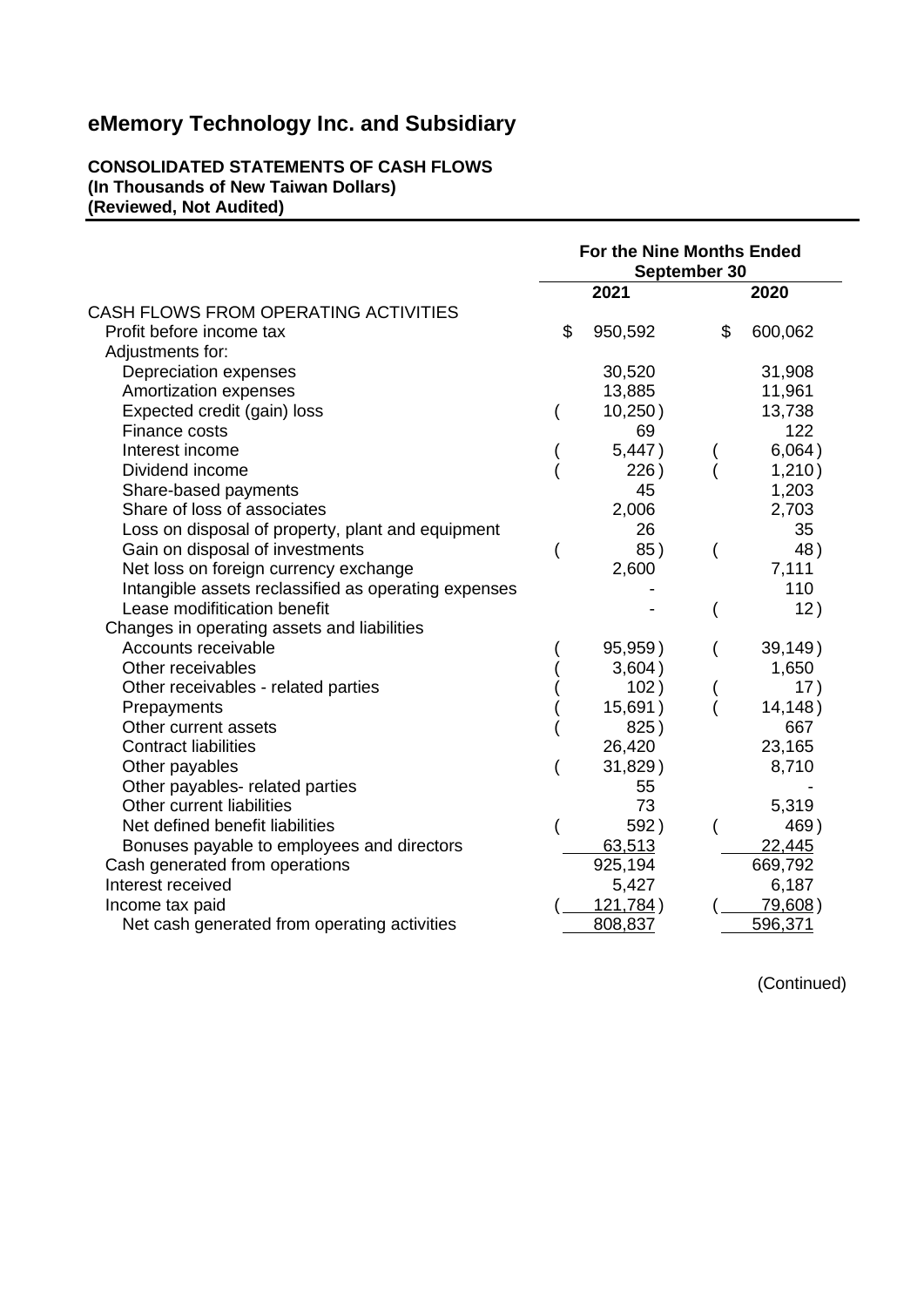# eMemory Technology Inc. and Subsidiary

**CONSOLIDATED STATEMENTS OF CASH FLOWS**
**(In Thousands of New Taiwan Dollars)**
**(Reviewed, Not Audited)**

| | For the Nine Months Ended September 30 | |
|---|---|---|
| | 2021 | 2020 |
| CASH FLOWS FROM OPERATING ACTIVITIES | | |
| Profit before income tax | $ 950,592 | $ 600,062 |
| Adjustments for: | | |
| Depreciation expenses | 30,520 | 31,908 |
| Amortization expenses | 13,885 | 11,961 |
| Expected credit (gain) loss | ( 10,250 ) | 13,738 |
| Finance costs | 69 | 122 |
| Interest income | ( 5,447 ) | ( 6,064 ) |
| Dividend income | ( 226 ) | ( 1,210 ) |
| Share-based payments | 45 | 1,203 |
| Share of loss of associates | 2,006 | 2,703 |
| Loss on disposal of property, plant and equipment | 26 | 35 |
| Gain on disposal of investments | ( 85 ) | ( 48 ) |
| Net loss on foreign currency exchange | 2,600 | 7,111 |
| Intangible assets reclassified as operating expenses | - | 110 |
| Lease modification benefit | - | ( 12 ) |
| Changes in operating assets and liabilities | | |
| Accounts receivable | ( 95,959 ) | ( 39,149 ) |
| Other receivables | ( 3,604 ) | 1,650 |
| Other receivables - related parties | ( 102 ) | ( 17 ) |
| Prepayments | ( 15,691 ) | ( 14,148 ) |
| Other current assets | ( 825 ) | 667 |
| Contract liabilities | 26,420 | 23,165 |
| Other payables | ( 31,829 ) | 8,710 |
| Other payables- related parties | 55 | - |
| Other current liabilities | 73 | 5,319 |
| Net defined benefit liabilities | ( 592 ) | ( 469 ) |
| Bonuses payable to employees and directors | 63,513 | 22,445 |
| Cash generated from operations | 925,194 | 669,792 |
| Interest received | 5,427 | 6,187 |
| Income tax paid | ( 121,784 ) | ( 79,608 ) |
| Net cash generated from operating activities | 808,837 | 596,371 |

(Continued)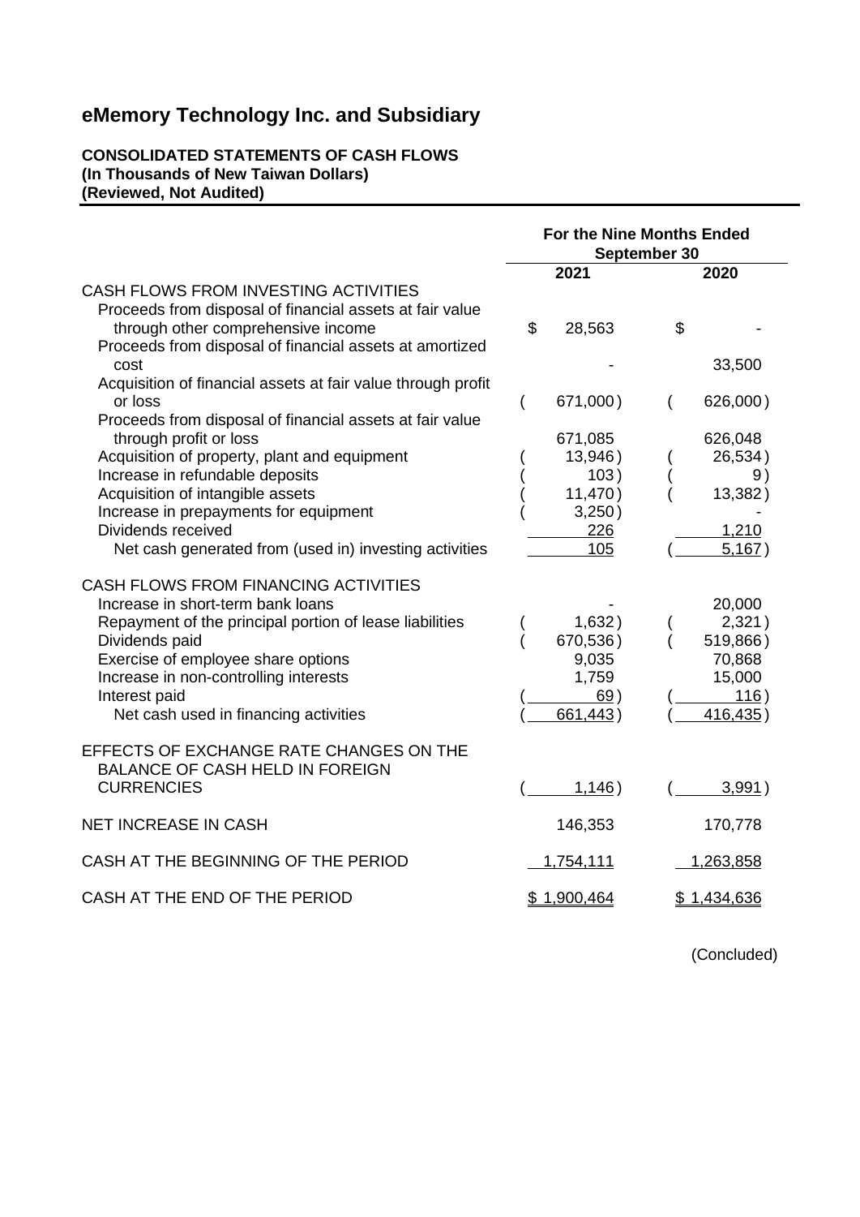# eMemory Technology Inc. and Subsidiary

**CONSOLIDATED STATEMENTS OF CASH FLOWS**
**(In Thousands of New Taiwan Dollars)**
**(Reviewed, Not Audited)**

| | For the Nine Months Ended September 30 | |
|---|---|---|
| | 2021 | 2020 |
| CASH FLOWS FROM INVESTING ACTIVITIES | | |
| Proceeds from disposal of financial assets at fair value through other comprehensive income | $ 28,563 | $ - |
| Proceeds from disposal of financial assets at amortized cost | - | 33,500 |
| Acquisition of financial assets at fair value through profit or loss | ( 671,000) | ( 626,000) |
| Proceeds from disposal of financial assets at fair value through profit or loss | 671,085 | 626,048 |
| Acquisition of property, plant and equipment | ( 13,946) | ( 26,534) |
| Increase in refundable deposits | ( 103) | ( 9) |
| Acquisition of intangible assets | ( 11,470) | ( 13,382) |
| Increase in prepayments for equipment | ( 3,250) | - |
| Dividends received | 226 | 1,210 |
| Net cash generated from (used in) investing activities | 105 | ( 5,167) |
| CASH FLOWS FROM FINANCING ACTIVITIES | | |
| Increase in short-term bank loans | - | 20,000 |
| Repayment of the principal portion of lease liabilities | ( 1,632) | ( 2,321) |
| Dividends paid | ( 670,536) | ( 519,866) |
| Exercise of employee share options | 9,035 | 70,868 |
| Increase in non-controlling interests | 1,759 | 15,000 |
| Interest paid | ( 69) | ( 116) |
| Net cash used in financing activities | ( 661,443) | ( 416,435) |
| EFFECTS OF EXCHANGE RATE CHANGES ON THE BALANCE OF CASH HELD IN FOREIGN CURRENCIES | ( 1,146) | ( 3,991) |
| NET INCREASE IN CASH | 146,353 | 170,778 |
| CASH AT THE BEGINNING OF THE PERIOD | 1,754,111 | 1,263,858 |
| CASH AT THE END OF THE PERIOD | $ 1,900,464 | $ 1,434,636 |

(Concluded)